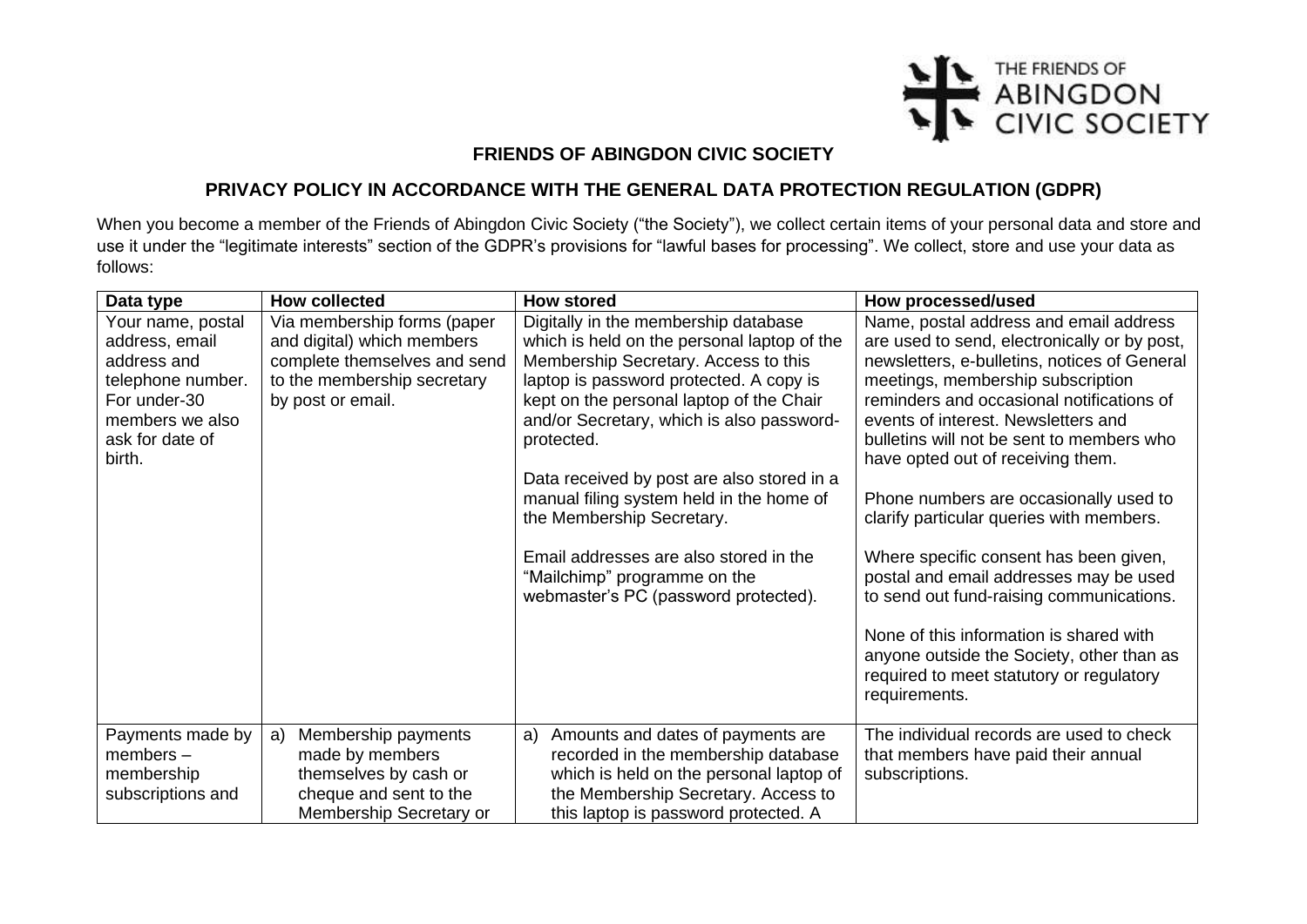# FRIENDS OF ABINGDON CIVIC SOCIETY

## PRIVACY POLICY IN ACCORDANCE WITH THE GENERAL DATA PROTECTION REGULATION (GDPR)

When you become a member of the Friends of Abingdon Civic Society ("the Society"), we collect certain items of your personal data and store and use it under the "legitimate interests" section of the GDPR's provisions for "lawful bases for processing". We collect, store and use your data as follows:

| Data type | How collected | How stored | How processed/used |
| --- | --- | --- | --- |
| Your name, postal address, email address and telephone number. For under-30 members we also ask for date of birth. | Via membership forms (paper and digital) which members complete themselves and send to the membership secretary by post or email. | Digitally in the membership database which is held on the personal laptop of the Membership Secretary. Access to this laptop is password protected. A copy is kept on the personal laptop of the Chair and/or Secretary, which is also password-protected.<br><br>Data received by post are also stored in a manual filing system held in the home of the Membership Secretary.<br><br>Email addresses are also stored in the "Mailchimp" programme on the webmaster's PC (password protected). | Name, postal address and email address are used to send, electronically or by post, newsletters, e-bulletins, notices of General meetings, membership subscription reminders and occasional notifications of events of interest. Newsletters and bulletins will not be sent to members who have opted out of receiving them.<br><br>Phone numbers are occasionally used to clarify particular queries with members.<br><br>Where specific consent has been given, postal and email addresses may be used to send out fund-raising communications.<br><br>None of this information is shared with anyone outside the Society, other than as required to meet statutory or regulatory requirements. |
| Payments made by members – membership subscriptions and | a) Membership payments made by members themselves by cash or cheque and sent to the Membership Secretary or | a) Amounts and dates of payments are recorded in the membership database which is held on the personal laptop of the Membership Secretary. Access to this laptop is password protected. A | The individual records are used to check that members have paid their annual subscriptions. |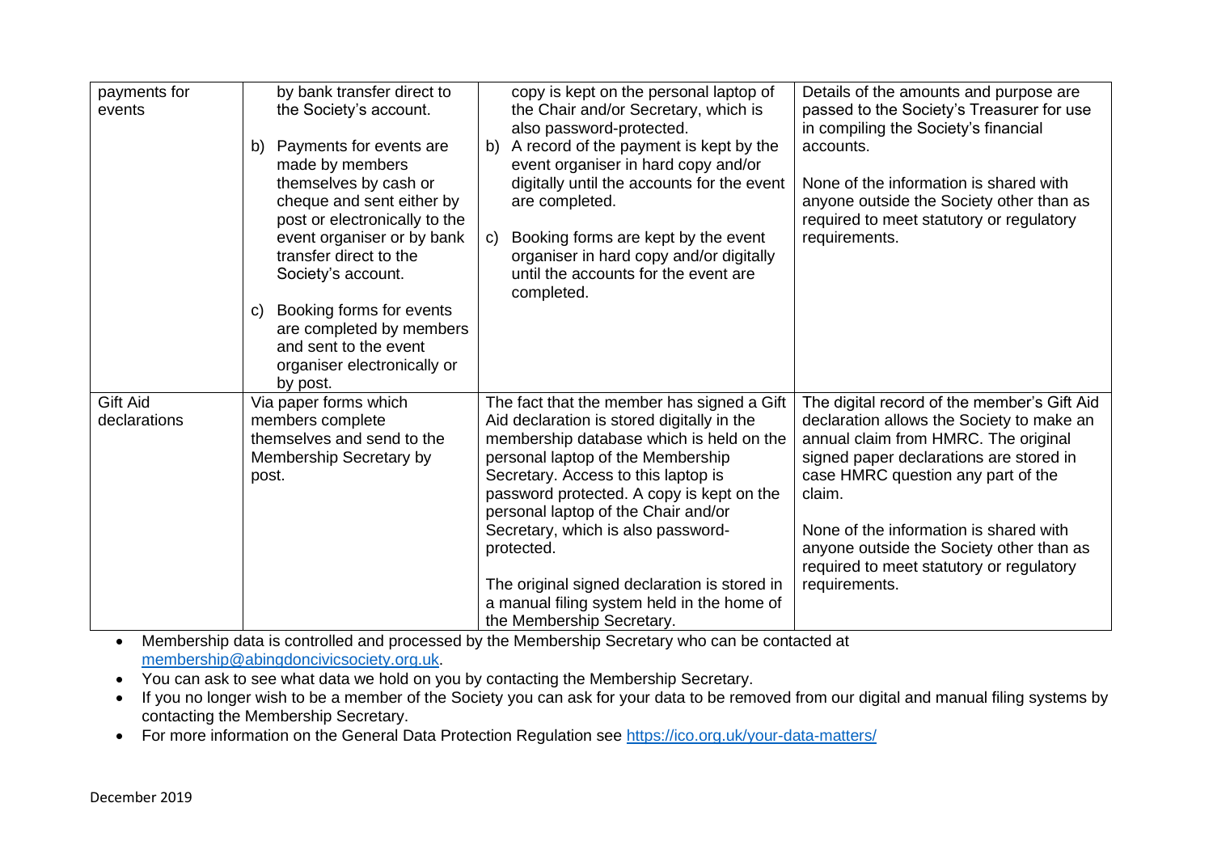| | | | |
|---|---|---|---|
| payments for events | by bank transfer direct to the Society's account.<br><br>b) Payments for events are made by members themselves by cash or cheque and sent either by post or electronically to the event organiser or by bank transfer direct to the Society's account.<br><br>c) Booking forms for events are completed by members and sent to the event organiser electronically or by post. | copy is kept on the personal laptop of the Chair and/or Secretary, which is also password-protected.<br>b) A record of the payment is kept by the event organiser in hard copy and/or digitally until the accounts for the event are completed.<br><br>c) Booking forms are kept by the event organiser in hard copy and/or digitally until the accounts for the event are completed. | Details of the amounts and purpose are passed to the Society's Treasurer for use in compiling the Society's financial accounts.<br><br>None of the information is shared with anyone outside the Society other than as required to meet statutory or regulatory requirements. |
| Gift Aid declarations | Via paper forms which members complete themselves and send to the Membership Secretary by post. | The fact that the member has signed a Gift Aid declaration is stored digitally in the membership database which is held on the personal laptop of the Membership Secretary. Access to this laptop is password protected. A copy is kept on the personal laptop of the Chair and/or Secretary, which is also password-protected.<br><br>The original signed declaration is stored in a manual filing system held in the home of the Membership Secretary. | The digital record of the member's Gift Aid declaration allows the Society to make an annual claim from HMRC. The original signed paper declarations are stored in case HMRC question any part of the claim.<br><br>None of the information is shared with anyone outside the Society other than as required to meet statutory or regulatory requirements. |

- Membership data is controlled and processed by the Membership Secretary who can be contacted at membership@abingdoncivicsociety.org.uk.
- You can ask to see what data we hold on you by contacting the Membership Secretary.
- If you no longer wish to be a member of the Society you can ask for your data to be removed from our digital and manual filing systems by contacting the Membership Secretary.
- For more information on the General Data Protection Regulation see https://ico.org.uk/your-data-matters/

December 2019